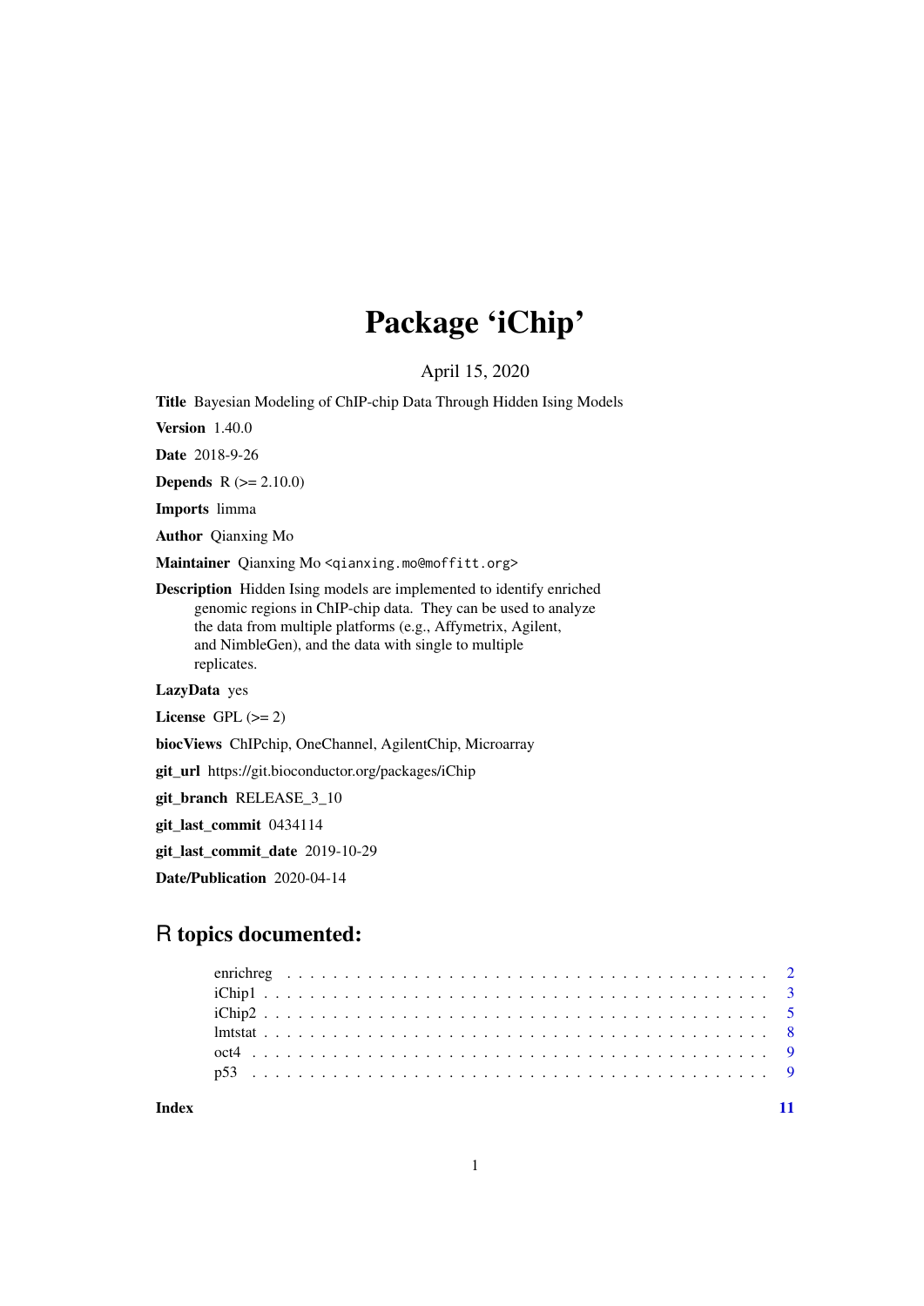# Package 'iChip'

April 15, 2020

**Title** Bayesian Modeling of ChIP-chip Data Through Hidden Ising Models

**Version** 1.40.0

**Date** 2018-9-26

**Depends** R (>= 2.10.0)

**Imports** limma

**Author** Qianxing Mo

**Maintainer** Qianxing Mo <qianxing.mo@moffitt.org>

**Description** Hidden Ising models are implemented to identify enriched genomic regions in ChIP-chip data. They can be used to analyze the data from multiple platforms (e.g., Affymetrix, Agilent, and NimbleGen), and the data with single to multiple replicates.

**LazyData** yes

**License** GPL (>= 2)

**biocViews** ChIPchip, OneChannel, AgilentChip, Microarray

**git_url** https://git.bioconductor.org/packages/iChip

**git_branch** RELEASE_3_10

**git_last_commit** 0434114

**git_last_commit_date** 2019-10-29

**Date/Publication** 2020-04-14

## R topics documented:

| | |
|---|---|
| enrichreg | 2 |
| iChip1 | 3 |
| iChip2 | 5 |
| lmtstat | 8 |
| oct4 | 9 |
| p53 | 9 |
| **Index** | **11** |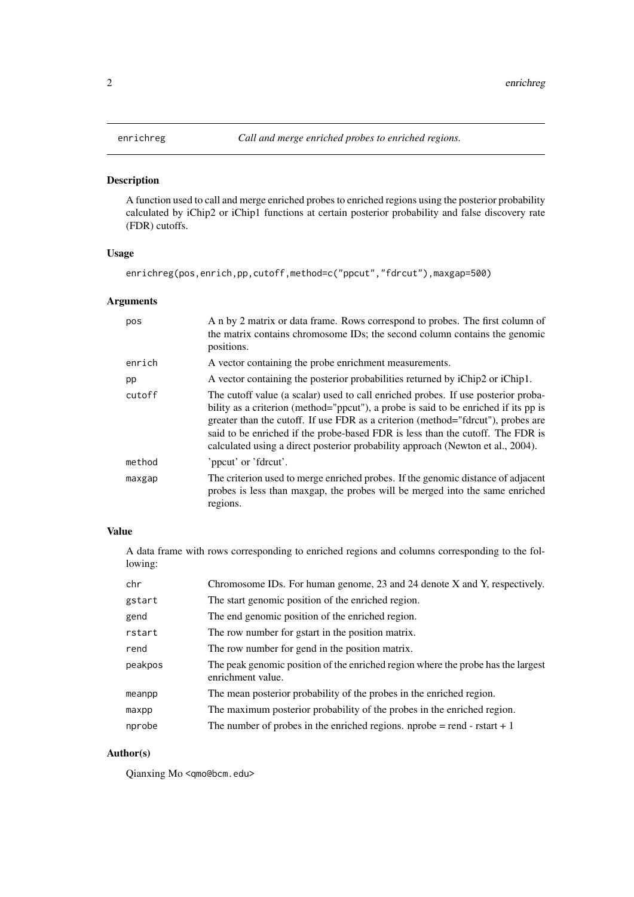enrichreg — *Call and merge enriched probes to enriched regions.*

## Description

A function used to call and merge enriched probes to enriched regions using the posterior probability calculated by iChip2 or iChip1 functions at certain posterior probability and false discovery rate (FDR) cutoffs.

## Usage

```
enrichreg(pos,enrich,pp,cutoff,method=c("ppcut","fdrcut"),maxgap=500)
```

## Arguments

| | |
|---|---|
| `pos` | A n by 2 matrix or data frame. Rows correspond to probes. The first column of the matrix contains chromosome IDs; the second column contains the genomic positions. |
| `enrich` | A vector containing the probe enrichment measurements. |
| `pp` | A vector containing the posterior probabilities returned by iChip2 or iChip1. |
| `cutoff` | The cutoff value (a scalar) used to call enriched probes. If use posterior probability as a criterion (method="ppcut"), a probe is said to be enriched if its pp is greater than the cutoff. If use FDR as a criterion (method="fdrcut"), probes are said to be enriched if the probe-based FDR is less than the cutoff. The FDR is calculated using a direct posterior probability approach (Newton et al., 2004). |
| `method` | 'ppcut' or 'fdrcut'. |
| `maxgap` | The criterion used to merge enriched probes. If the genomic distance of adjacent probes is less than maxgap, the probes will be merged into the same enriched regions. |

## Value

A data frame with rows corresponding to enriched regions and columns corresponding to the following:

| | |
|---|---|
| `chr` | Chromosome IDs. For human genome, 23 and 24 denote X and Y, respectively. |
| `gstart` | The start genomic position of the enriched region. |
| `gend` | The end genomic position of the enriched region. |
| `rstart` | The row number for gstart in the position matrix. |
| `rend` | The row number for gend in the position matrix. |
| `peakpos` | The peak genomic position of the enriched region where the probe has the largest enrichment value. |
| `meanpp` | The mean posterior probability of the probes in the enriched region. |
| `maxpp` | The maximum posterior probability of the probes in the enriched region. |
| `nprobe` | The number of probes in the enriched regions. nprobe = rend - rstart + 1 |

## Author(s)

Qianxing Mo <qmo@bcm.edu>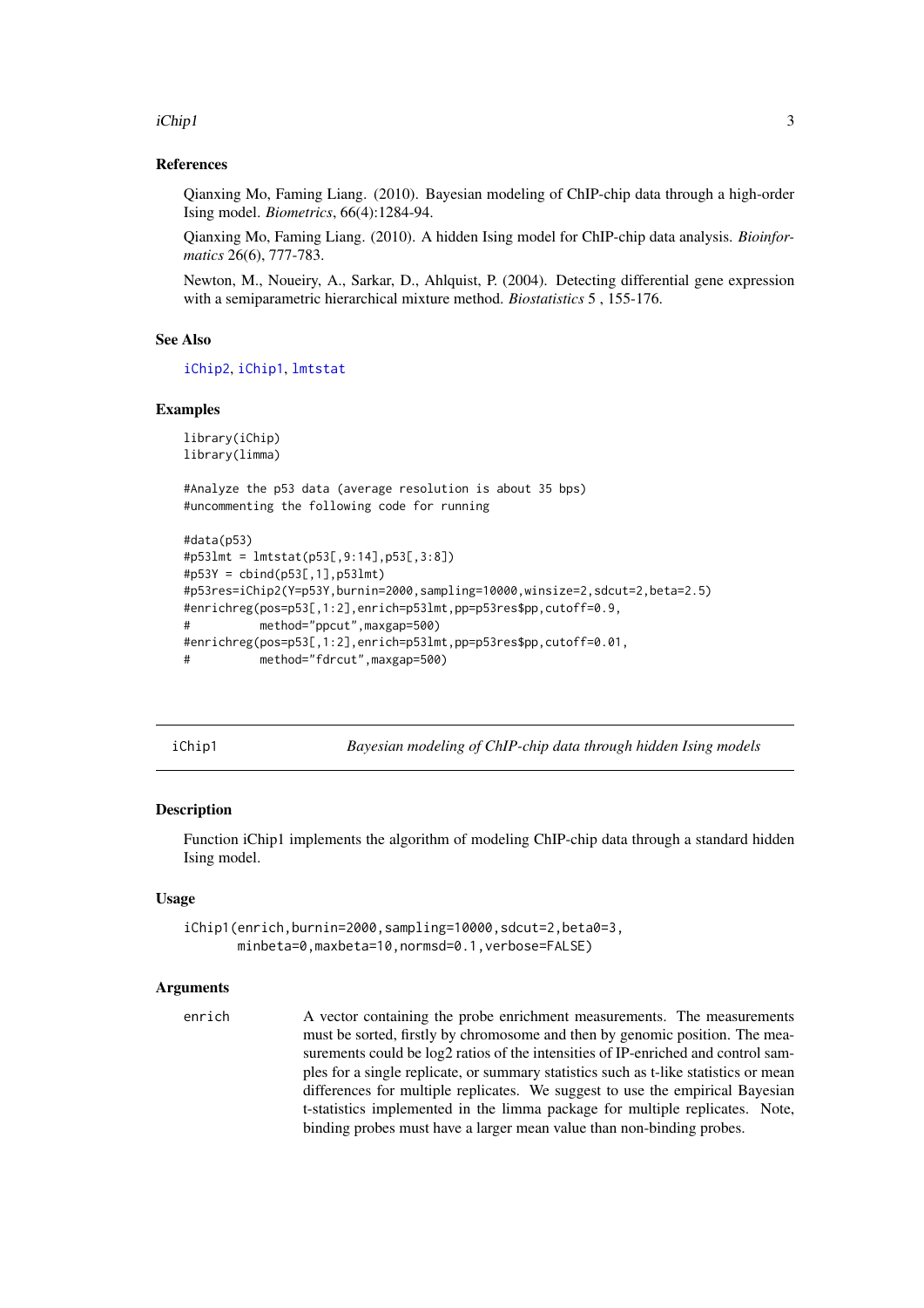### References

Qianxing Mo, Faming Liang. (2010). Bayesian modeling of ChIP-chip data through a high-order Ising model. *Biometrics*, 66(4):1284-94.

Qianxing Mo, Faming Liang. (2010). A hidden Ising model for ChIP-chip data analysis. *Bioinformatics* 26(6), 777-783.

Newton, M., Noueiry, A., Sarkar, D., Ahlquist, P. (2004). Detecting differential gene expression with a semiparametric hierarchical mixture method. *Biostatistics* 5 , 155-176.

### See Also

iChip2, iChip1, lmtstat

### Examples

```
library(iChip)
library(limma)

#Analyze the p53 data (average resolution is about 35 bps)
#uncommenting the following code for running

#data(p53)
#p53lmt = lmtstat(p53[,9:14],p53[,3:8])
#p53Y = cbind(p53[,1],p53lmt)
#p53res=iChip2(Y=p53Y,burnin=2000,sampling=10000,winsize=2,sdcut=2,beta=2.5)
#enrichreg(pos=p53[,1:2],enrich=p53lmt,pp=p53res$pp,cutoff=0.9,
#          method="ppcut",maxgap=500)
#enrichreg(pos=p53[,1:2],enrich=p53lmt,pp=p53res$pp,cutoff=0.01,
#          method="fdrcut",maxgap=500)
```

---

## iChip1 — *Bayesian modeling of ChIP-chip data through hidden Ising models*

### Description

Function iChip1 implements the algorithm of modeling ChIP-chip data through a standard hidden Ising model.

### Usage

```
iChip1(enrich,burnin=2000,sampling=10000,sdcut=2,beta0=3,
       minbeta=0,maxbeta=10,normsd=0.1,verbose=FALSE)
```

### Arguments

| | |
|---|---|
| enrich | A vector containing the probe enrichment measurements. The measurements must be sorted, firstly by chromosome and then by genomic position. The measurements could be log2 ratios of the intensities of IP-enriched and control samples for a single replicate, or summary statistics such as t-like statistics or mean differences for multiple replicates. We suggest to use the empirical Bayesian t-statistics implemented in the limma package for multiple replicates. Note, binding probes must have a larger mean value than non-binding probes. |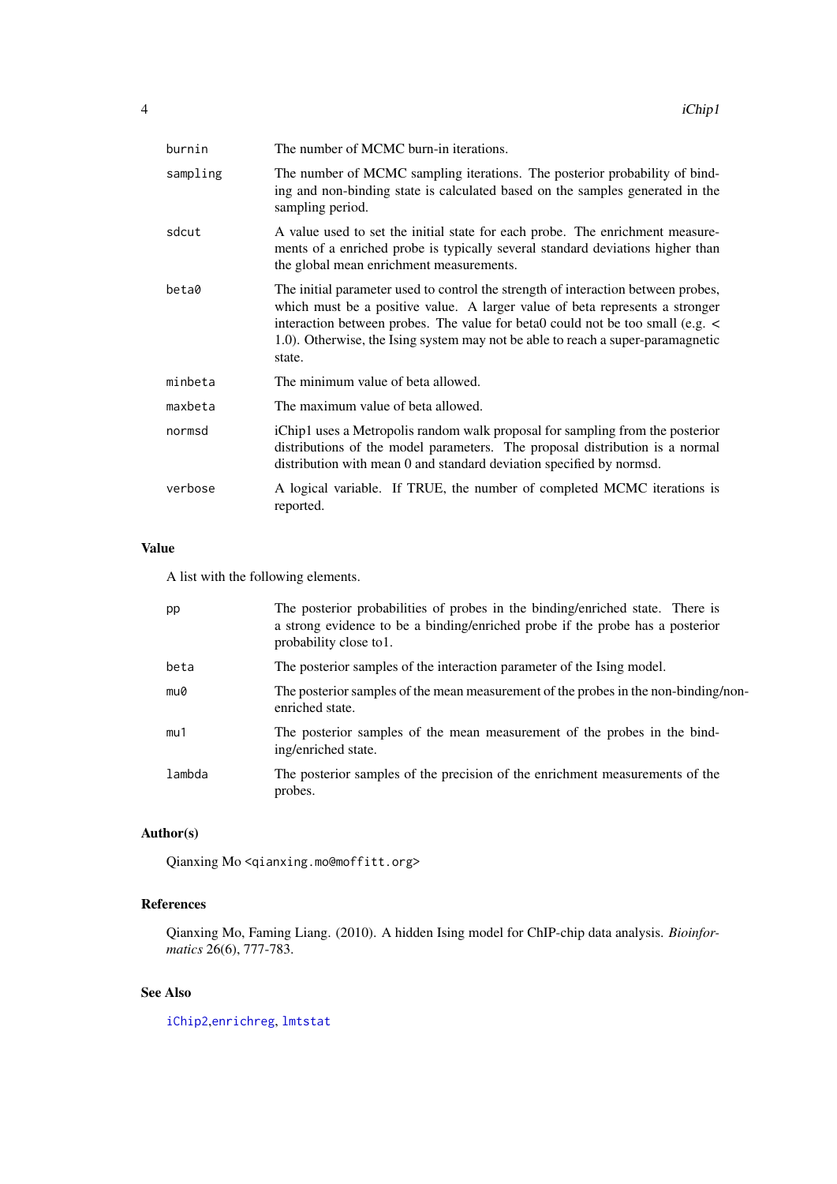| | |
|---|---|
| burnin | The number of MCMC burn-in iterations. |
| sampling | The number of MCMC sampling iterations. The posterior probability of binding and non-binding state is calculated based on the samples generated in the sampling period. |
| sdcut | A value used to set the initial state for each probe. The enrichment measurements of a enriched probe is typically several standard deviations higher than the global mean enrichment measurements. |
| beta0 | The initial parameter used to control the strength of interaction between probes, which must be a positive value. A larger value of beta represents a stronger interaction between probes. The value for beta0 could not be too small (e.g. < 1.0). Otherwise, the Ising system may not be able to reach a super-paramagnetic state. |
| minbeta | The minimum value of beta allowed. |
| maxbeta | The maximum value of beta allowed. |
| normsd | iChip1 uses a Metropolis random walk proposal for sampling from the posterior distributions of the model parameters. The proposal distribution is a normal distribution with mean 0 and standard deviation specified by normsd. |
| verbose | A logical variable. If TRUE, the number of completed MCMC iterations is reported. |

### Value

A list with the following elements.

| | |
|---|---|
| pp | The posterior probabilities of probes in the binding/enriched state. There is a strong evidence to be a binding/enriched probe if the probe has a posterior probability close to1. |
| beta | The posterior samples of the interaction parameter of the Ising model. |
| mu0 | The posterior samples of the mean measurement of the probes in the non-binding/non-enriched state. |
| mu1 | The posterior samples of the mean measurement of the probes in the binding/enriched state. |
| lambda | The posterior samples of the precision of the enrichment measurements of the probes. |

### Author(s)

Qianxing Mo <qianxing.mo@moffitt.org>

### References

Qianxing Mo, Faming Liang. (2010). A hidden Ising model for ChIP-chip data analysis. *Bioinformatics* 26(6), 777-783.

### See Also

iChip2,enrichreg, lmtstat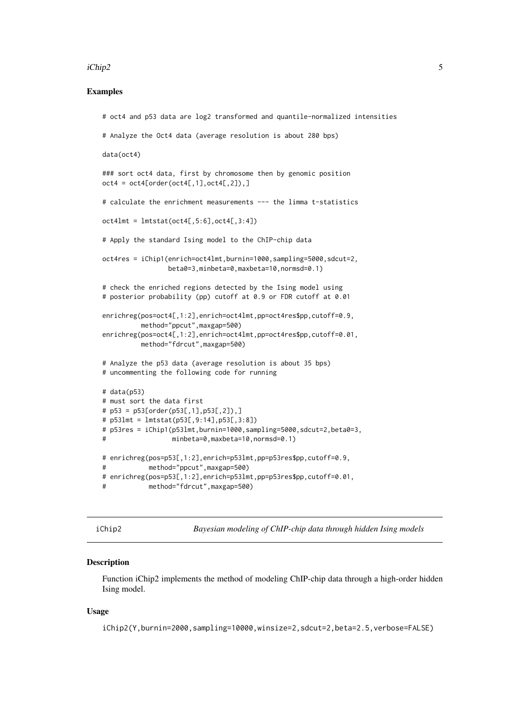### Examples

```
# oct4 and p53 data are log2 transformed and quantile-normalized intensities

# Analyze the Oct4 data (average resolution is about 280 bps)

data(oct4)

### sort oct4 data, first by chromosome then by genomic position
oct4 = oct4[order(oct4[,1],oct4[,2]),]

# calculate the enrichment measurements --- the limma t-statistics

oct4lmt = lmtstat(oct4[,5:6],oct4[,3:4])

# Apply the standard Ising model to the ChIP-chip data

oct4res = iChip1(enrich=oct4lmt,burnin=1000,sampling=5000,sdcut=2,
                 beta0=3,minbeta=0,maxbeta=10,normsd=0.1)

# check the enriched regions detected by the Ising model using
# posterior probability (pp) cutoff at 0.9 or FDR cutoff at 0.01

enrichreg(pos=oct4[,1:2],enrich=oct4lmt,pp=oct4res$pp,cutoff=0.9,
          method="ppcut",maxgap=500)
enrichreg(pos=oct4[,1:2],enrich=oct4lmt,pp=oct4res$pp,cutoff=0.01,
          method="fdrcut",maxgap=500)

# Analyze the p53 data (average resolution is about 35 bps)
# uncommenting the following code for running

# data(p53)
# must sort the data first
# p53 = p53[order(p53[,1],p53[,2]),]
# p53lmt = lmtstat(p53[,9:14],p53[,3:8])
# p53res = iChip1(p53lmt,burnin=1000,sampling=5000,sdcut=2,beta0=3,
#                 minbeta=0,maxbeta=10,normsd=0.1)

# enrichreg(pos=p53[,1:2],enrich=p53lmt,pp=p53res$pp,cutoff=0.9,
#           method="ppcut",maxgap=500)
# enrichreg(pos=p53[,1:2],enrich=p53lmt,pp=p53res$pp,cutoff=0.01,
#           method="fdrcut",maxgap=500)
```

## iChip2 — *Bayesian modeling of ChIP-chip data through hidden Ising models*

### Description

Function iChip2 implements the method of modeling ChIP-chip data through a high-order hidden Ising model.

### Usage

```
iChip2(Y,burnin=2000,sampling=10000,winsize=2,sdcut=2,beta=2.5,verbose=FALSE)
```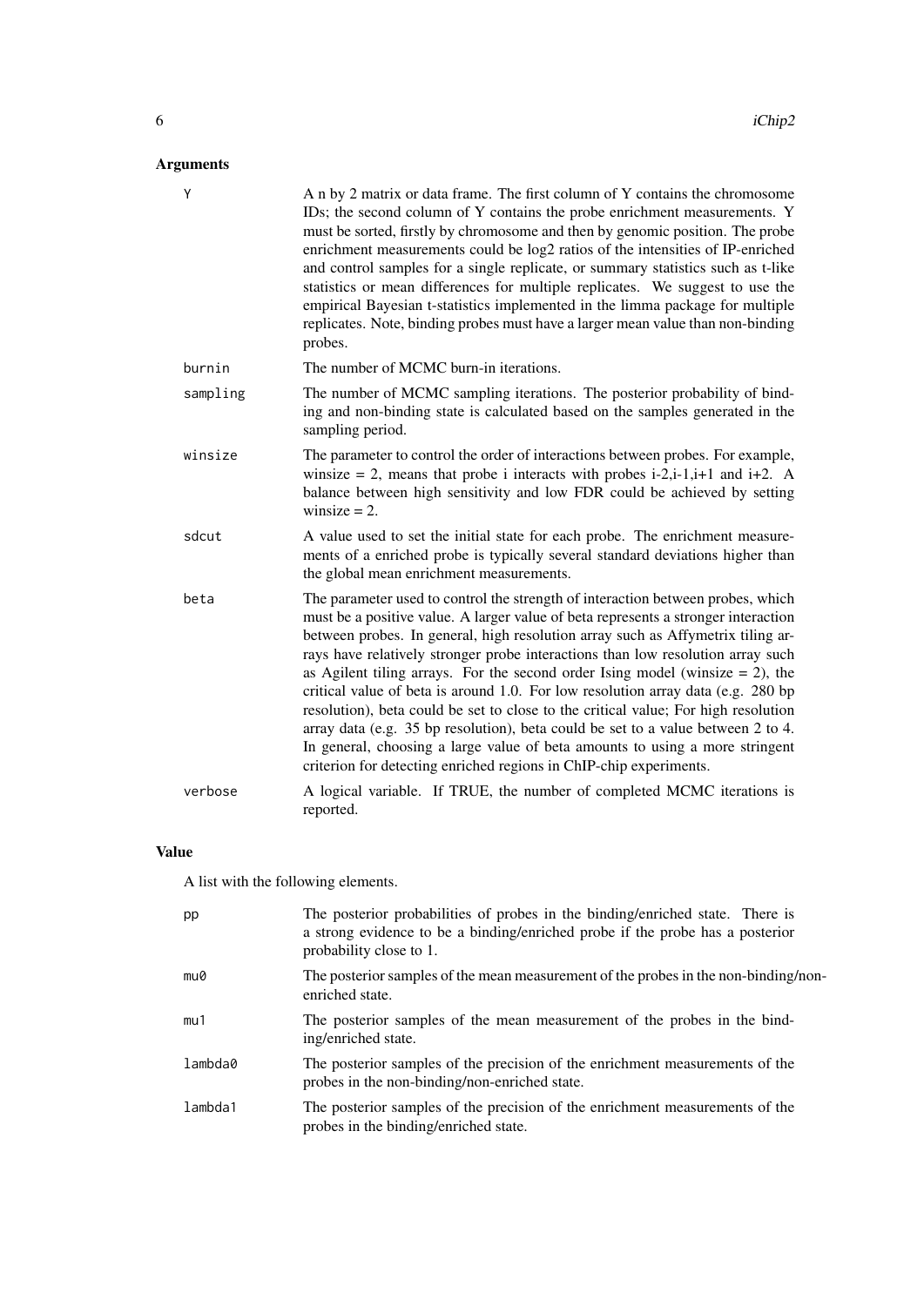## Arguments

| | |
|---|---|
| `Y` | A n by 2 matrix or data frame. The first column of Y contains the chromosome IDs; the second column of Y contains the probe enrichment measurements. Y must be sorted, firstly by chromosome and then by genomic position. The probe enrichment measurements could be log2 ratios of the intensities of IP-enriched and control samples for a single replicate, or summary statistics such as t-like statistics or mean differences for multiple replicates. We suggest to use the empirical Bayesian t-statistics implemented in the limma package for multiple replicates. Note, binding probes must have a larger mean value than non-binding probes. |
| `burnin` | The number of MCMC burn-in iterations. |
| `sampling` | The number of MCMC sampling iterations. The posterior probability of binding and non-binding state is calculated based on the samples generated in the sampling period. |
| `winsize` | The parameter to control the order of interactions between probes. For example, winsize = 2, means that probe i interacts with probes i-2,i-1,i+1 and i+2. A balance between high sensitivity and low FDR could be achieved by setting winsize = 2. |
| `sdcut` | A value used to set the initial state for each probe. The enrichment measurements of a enriched probe is typically several standard deviations higher than the global mean enrichment measurements. |
| `beta` | The parameter used to control the strength of interaction between probes, which must be a positive value. A larger value of beta represents a stronger interaction between probes. In general, high resolution array such as Affymetrix tiling arrays have relatively stronger probe interactions than low resolution array such as Agilent tiling arrays. For the second order Ising model (winsize = 2), the critical value of beta is around 1.0. For low resolution array data (e.g. 280 bp resolution), beta could be set to close to the critical value; For high resolution array data (e.g. 35 bp resolution), beta could be set to a value between 2 to 4. In general, choosing a large value of beta amounts to using a more stringent criterion for detecting enriched regions in ChIP-chip experiments. |
| `verbose` | A logical variable. If TRUE, the number of completed MCMC iterations is reported. |

## Value

A list with the following elements.

| | |
|---|---|
| `pp` | The posterior probabilities of probes in the binding/enriched state. There is a strong evidence to be a binding/enriched probe if the probe has a posterior probability close to 1. |
| `mu0` | The posterior samples of the mean measurement of the probes in the non-binding/non-enriched state. |
| `mu1` | The posterior samples of the mean measurement of the probes in the binding/enriched state. |
| `lambda0` | The posterior samples of the precision of the enrichment measurements of the probes in the non-binding/non-enriched state. |
| `lambda1` | The posterior samples of the precision of the enrichment measurements of the probes in the binding/enriched state. |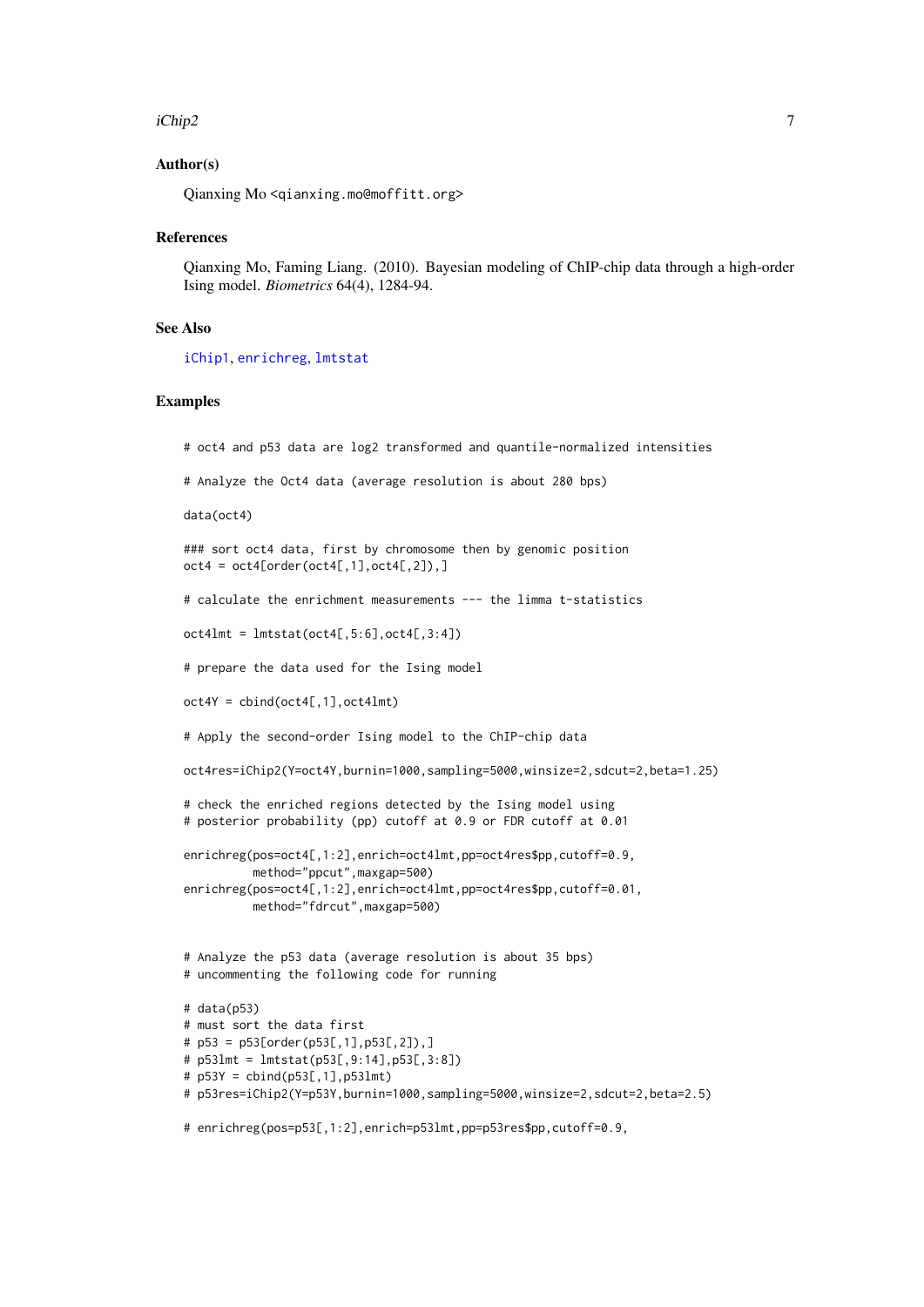### Author(s)

Qianxing Mo <qianxing.mo@moffitt.org>

### References

Qianxing Mo, Faming Liang. (2010). Bayesian modeling of ChIP-chip data through a high-order Ising model. *Biometrics* 64(4), 1284-94.

### See Also

iChip1, enrichreg, lmtstat

### Examples

```
# oct4 and p53 data are log2 transformed and quantile-normalized intensities

# Analyze the Oct4 data (average resolution is about 280 bps)

data(oct4)

### sort oct4 data, first by chromosome then by genomic position
oct4 = oct4[order(oct4[,1],oct4[,2]),]

# calculate the enrichment measurements --- the limma t-statistics

oct4lmt = lmtstat(oct4[,5:6],oct4[,3:4])

# prepare the data used for the Ising model

oct4Y = cbind(oct4[,1],oct4lmt)

# Apply the second-order Ising model to the ChIP-chip data

oct4res=iChip2(Y=oct4Y,burnin=1000,sampling=5000,winsize=2,sdcut=2,beta=1.25)

# check the enriched regions detected by the Ising model using
# posterior probability (pp) cutoff at 0.9 or FDR cutoff at 0.01

enrichreg(pos=oct4[,1:2],enrich=oct4lmt,pp=oct4res$pp,cutoff=0.9,
          method="ppcut",maxgap=500)
enrichreg(pos=oct4[,1:2],enrich=oct4lmt,pp=oct4res$pp,cutoff=0.01,
          method="fdrcut",maxgap=500)


# Analyze the p53 data (average resolution is about 35 bps)
# uncommenting the following code for running

# data(p53)
# must sort the data first
# p53 = p53[order(p53[,1],p53[,2]),]
# p53lmt = lmtstat(p53[,9:14],p53[,3:8])
# p53Y = cbind(p53[,1],p53lmt)
# p53res=iChip2(Y=p53Y,burnin=1000,sampling=5000,winsize=2,sdcut=2,beta=2.5)

# enrichreg(pos=p53[,1:2],enrich=p53lmt,pp=p53res$pp,cutoff=0.9,
```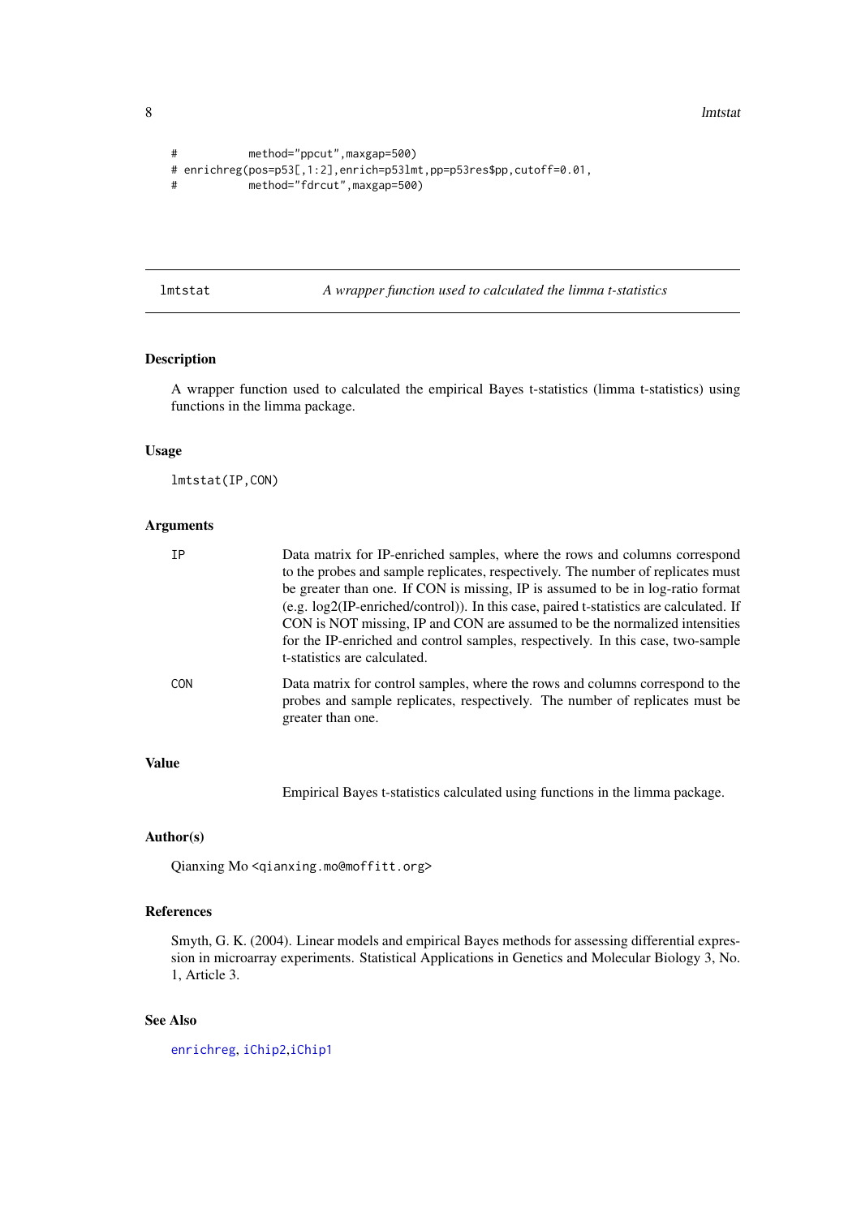```
#           method="ppcut",maxgap=500)
# enrichreg(pos=p53[,1:2],enrich=p53lmt,pp=p53res$pp,cutoff=0.01,
#           method="fdrcut",maxgap=500)
```

---

lmtstat — *A wrapper function used to calculated the limma t-statistics*

---

## Description

A wrapper function used to calculated the empirical Bayes t-statistics (limma t-statistics) using functions in the limma package.

## Usage

```
lmtstat(IP,CON)
```

## Arguments

- `IP` — Data matrix for IP-enriched samples, where the rows and columns correspond to the probes and sample replicates, respectively. The number of replicates must be greater than one. If CON is missing, IP is assumed to be in log-ratio format (e.g. log2(IP-enriched/control)). In this case, paired t-statistics are calculated. If CON is NOT missing, IP and CON are assumed to be the normalized intensities for the IP-enriched and control samples, respectively. In this case, two-sample t-statistics are calculated.
- `CON` — Data matrix for control samples, where the rows and columns correspond to the probes and sample replicates, respectively. The number of replicates must be greater than one.

## Value

Empirical Bayes t-statistics calculated using functions in the limma package.

## Author(s)

Qianxing Mo <qianxing.mo@moffitt.org>

## References

Smyth, G. K. (2004). Linear models and empirical Bayes methods for assessing differential expression in microarray experiments. Statistical Applications in Genetics and Molecular Biology 3, No. 1, Article 3.

## See Also

enrichreg, iChip2,iChip1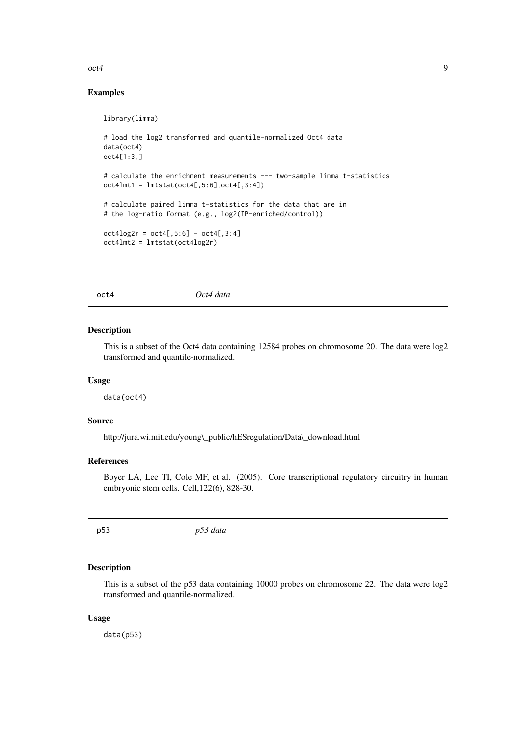### Examples

```
library(limma)

# load the log2 transformed and quantile-normalized Oct4 data
data(oct4)
oct4[1:3,]

# calculate the enrichment measurements --- two-sample limma t-statistics
oct4lmt1 = lmtstat(oct4[,5:6],oct4[,3:4])

# calculate paired limma t-statistics for the data that are in
# the log-ratio format (e.g., log2(IP-enriched/control))

oct4log2r = oct4[,5:6] - oct4[,3:4]
oct4lmt2 = lmtstat(oct4log2r)
```

---

## oct4 — *Oct4 data*

### Description

This is a subset of the Oct4 data containing 12584 probes on chromosome 20. The data were log2 transformed and quantile-normalized.

### Usage

```
data(oct4)
```

### Source

http://jura.wi.mit.edu/young_public/hESregulation/Data_download.html

### References

Boyer LA, Lee TI, Cole MF, et al. (2005). Core transcriptional regulatory circuitry in human embryonic stem cells. Cell,122(6), 828-30.

---

## p53 — *p53 data*

### Description

This is a subset of the p53 data containing 10000 probes on chromosome 22. The data were log2 transformed and quantile-normalized.

### Usage

```
data(p53)
```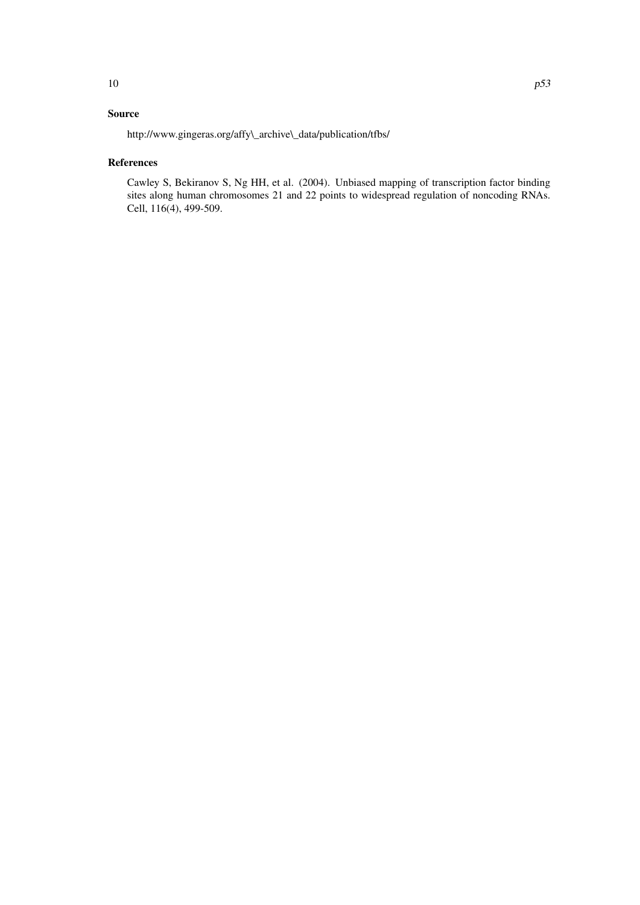### Source

http://www.gingeras.org/affy\_archive\_data/publication/tfbs/

### References

Cawley S, Bekiranov S, Ng HH, et al. (2004). Unbiased mapping of transcription factor binding sites along human chromosomes 21 and 22 points to widespread regulation of noncoding RNAs. Cell, 116(4), 499-509.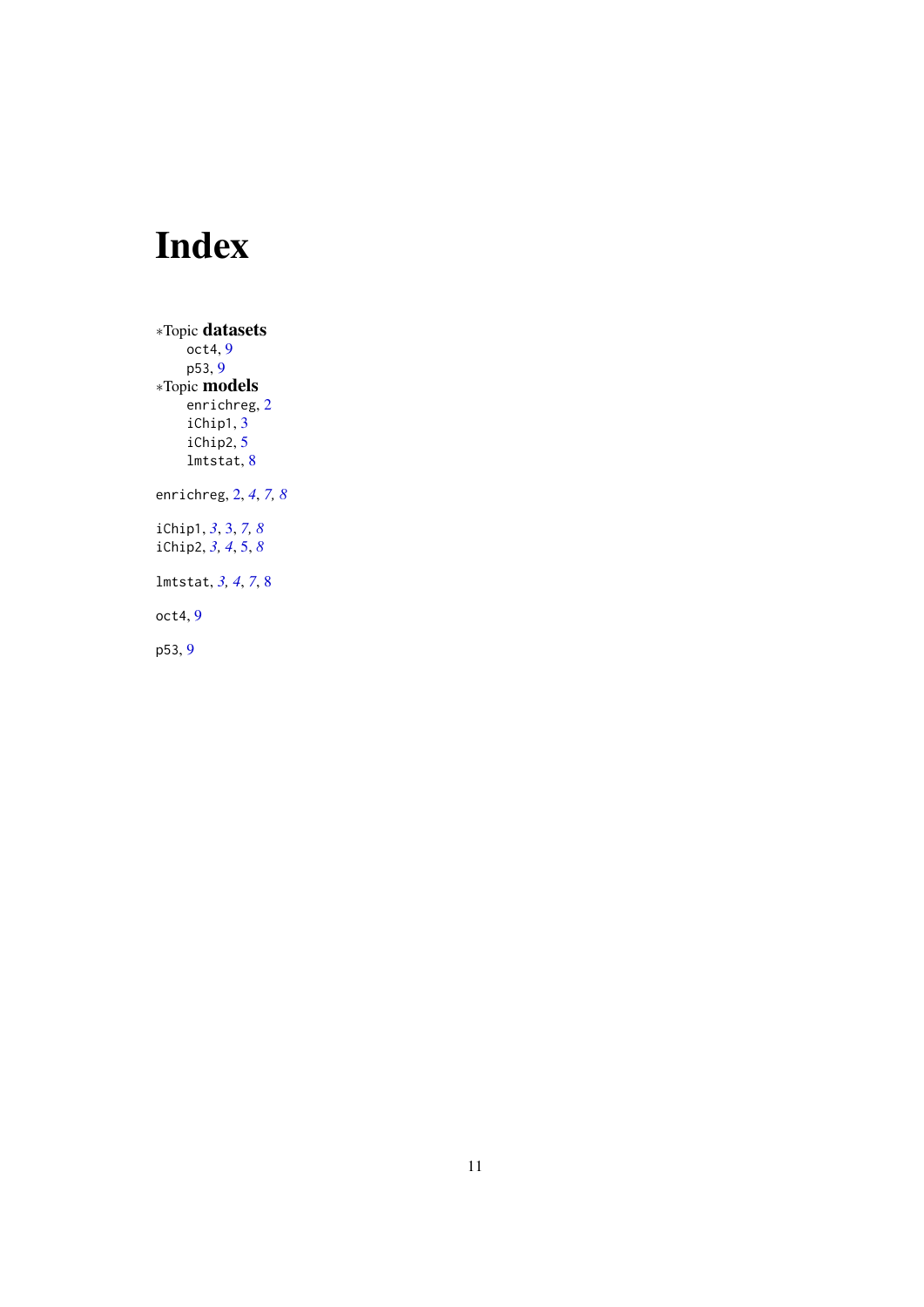# Index

*Topic **datasets**
  oct4, 9
  p53, 9

*Topic **models**
  enrichreg, 2
  iChip1, 3
  iChip2, 5
  lmtstat, 8

enrichreg, 2, *4*, *7*, *8*

iChip1, *3*, 3, *7*, *8*
iChip2, *3*, *4*, 5, *8*

lmtstat, *3*, *4*, *7*, 8

oct4, 9

p53, 9